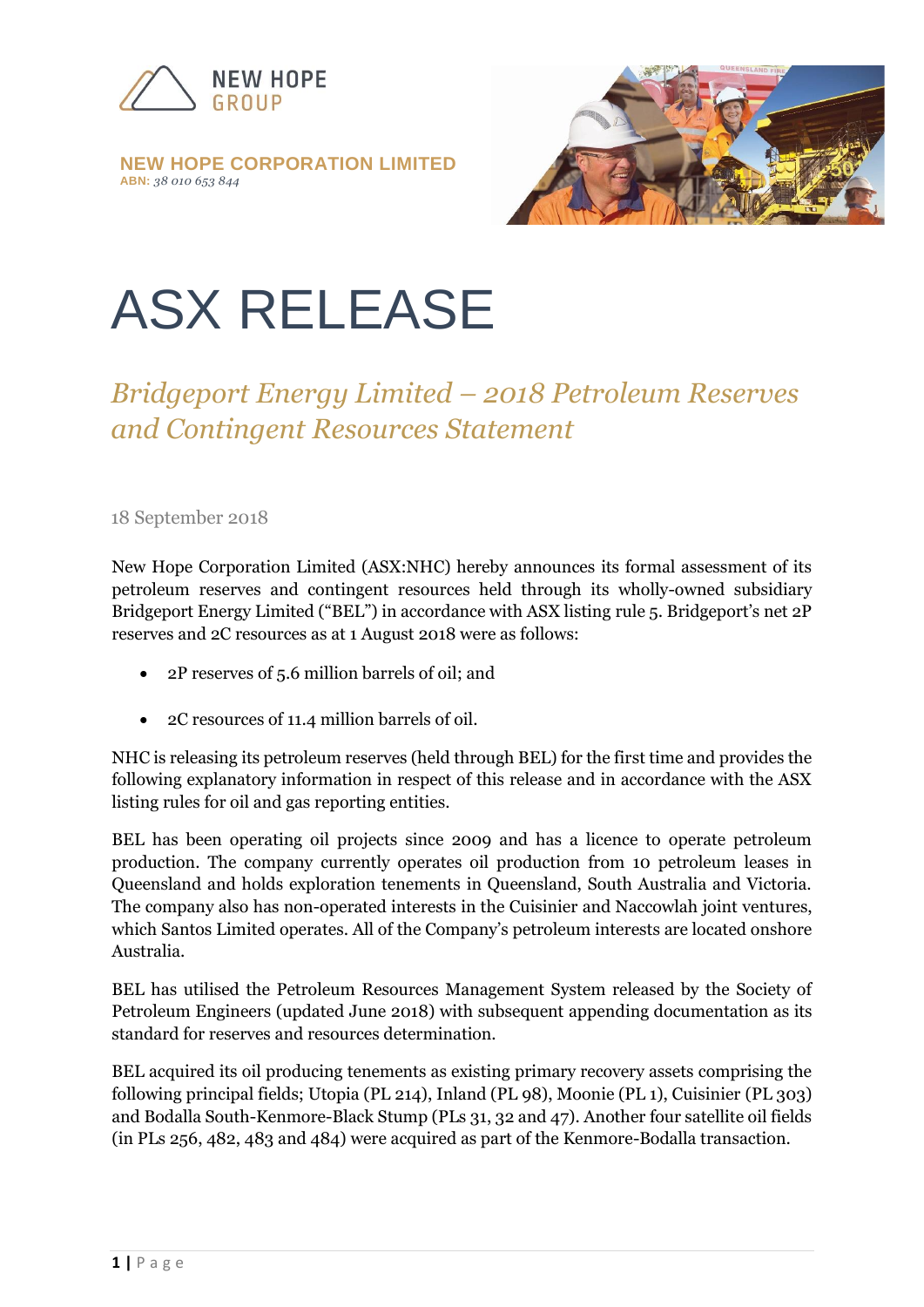NEW HOPE GROUP

**NEW HOPE CORPORATION LIMITED**
**ABN:** *38 010 653 844*

# ASX RELEASE

## *Bridgeport Energy Limited – 2018 Petroleum Reserves and Contingent Resources Statement*

18 September 2018

New Hope Corporation Limited (ASX:NHC) hereby announces its formal assessment of its petroleum reserves and contingent resources held through its wholly-owned subsidiary Bridgeport Energy Limited ("BEL") in accordance with ASX listing rule 5. Bridgeport's net 2P reserves and 2C resources as at 1 August 2018 were as follows:

- 2P reserves of 5.6 million barrels of oil; and
- 2C resources of 11.4 million barrels of oil.

NHC is releasing its petroleum reserves (held through BEL) for the first time and provides the following explanatory information in respect of this release and in accordance with the ASX listing rules for oil and gas reporting entities.

BEL has been operating oil projects since 2009 and has a licence to operate petroleum production. The company currently operates oil production from 10 petroleum leases in Queensland and holds exploration tenements in Queensland, South Australia and Victoria. The company also has non-operated interests in the Cuisinier and Naccowlah joint ventures, which Santos Limited operates. All of the Company's petroleum interests are located onshore Australia.

BEL has utilised the Petroleum Resources Management System released by the Society of Petroleum Engineers (updated June 2018) with subsequent appending documentation as its standard for reserves and resources determination.

BEL acquired its oil producing tenements as existing primary recovery assets comprising the following principal fields; Utopia (PL 214), Inland (PL 98), Moonie (PL 1), Cuisinier (PL 303) and Bodalla South-Kenmore-Black Stump (PLs 31, 32 and 47). Another four satellite oil fields (in PLs 256, 482, 483 and 484) were acquired as part of the Kenmore-Bodalla transaction.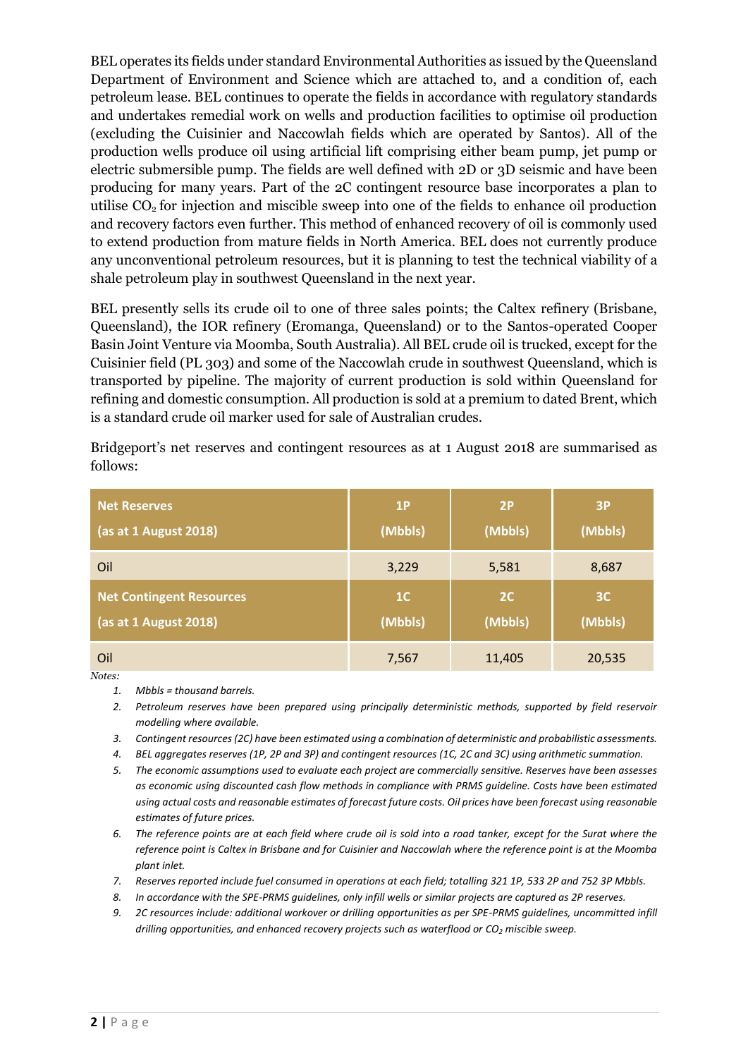BEL operates its fields under standard Environmental Authorities as issued by the Queensland Department of Environment and Science which are attached to, and a condition of, each petroleum lease. BEL continues to operate the fields in accordance with regulatory standards and undertakes remedial work on wells and production facilities to optimise oil production (excluding the Cuisinier and Naccowlah fields which are operated by Santos). All of the production wells produce oil using artificial lift comprising either beam pump, jet pump or electric submersible pump. The fields are well defined with 2D or 3D seismic and have been producing for many years. Part of the 2C contingent resource base incorporates a plan to utilise $CO_2$ for injection and miscible sweep into one of the fields to enhance oil production and recovery factors even further. This method of enhanced recovery of oil is commonly used to extend production from mature fields in North America. BEL does not currently produce any unconventional petroleum resources, but it is planning to test the technical viability of a shale petroleum play in southwest Queensland in the next year.

BEL presently sells its crude oil to one of three sales points; the Caltex refinery (Brisbane, Queensland), the IOR refinery (Eromanga, Queensland) or to the Santos-operated Cooper Basin Joint Venture via Moomba, South Australia). All BEL crude oil is trucked, except for the Cuisinier field (PL 303) and some of the Naccowlah crude in southwest Queensland, which is transported by pipeline. The majority of current production is sold within Queensland for refining and domestic consumption. All production is sold at a premium to dated Brent, which is a standard crude oil marker used for sale of Australian crudes.

Bridgeport's net reserves and contingent resources as at 1 August 2018 are summarised as follows:

| **Net Reserves (as at 1 August 2018)** | **1P (Mbbls)** | **2P (Mbbls)** | **3P (Mbbls)** |
|---|---|---|---|
| Oil | 3,229 | 5,581 | 8,687 |
| **Net Contingent Resources (as at 1 August 2018)** | **1C (Mbbls)** | **2C (Mbbls)** | **3C (Mbbls)** |
| Oil | 7,567 | 11,405 | 20,535 |

*Notes:*

1. *Mbbls = thousand barrels.*
2. *Petroleum reserves have been prepared using principally deterministic methods, supported by field reservoir modelling where available.*
3. *Contingent resources (2C) have been estimated using a combination of deterministic and probabilistic assessments.*
4. *BEL aggregates reserves (1P, 2P and 3P) and contingent resources (1C, 2C and 3C) using arithmetic summation.*
5. *The economic assumptions used to evaluate each project are commercially sensitive. Reserves have been assesses as economic using discounted cash flow methods in compliance with PRMS guideline. Costs have been estimated using actual costs and reasonable estimates of forecast future costs. Oil prices have been forecast using reasonable estimates of future prices.*
6. *The reference points are at each field where crude oil is sold into a road tanker, except for the Surat where the reference point is Caltex in Brisbane and for Cuisinier and Naccowlah where the reference point is at the Moomba plant inlet.*
7. *Reserves reported include fuel consumed in operations at each field; totalling 321 1P, 533 2P and 752 3P Mbbls.*
8. *In accordance with the SPE-PRMS guidelines, only infill wells or similar projects are captured as 2P reserves.*
9. *2C resources include: additional workover or drilling opportunities as per SPE-PRMS guidelines, uncommitted infill drilling opportunities, and enhanced recovery projects such as waterflood or $CO_2$ miscible sweep.*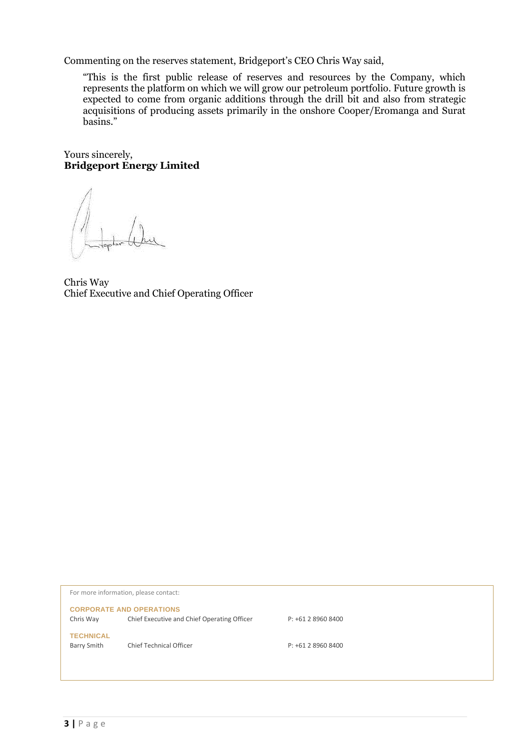Commenting on the reserves statement, Bridgeport's CEO Chris Way said,

> "This is the first public release of reserves and resources by the Company, which represents the platform on which we will grow our petroleum portfolio. Future growth is expected to come from organic additions through the drill bit and also from strategic acquisitions of producing assets primarily in the onshore Cooper/Eromanga and Surat basins."

Yours sincerely,
**Bridgeport Energy Limited**

Chris Way
Chief Executive and Chief Operating Officer

For more information, please contact:

**CORPORATE AND OPERATIONS**

| | | |
|---|---|---|
| Chris Way | Chief Executive and Chief Operating Officer | P: +61 2 8960 8400 |

**TECHNICAL**

| | | |
|---|---|---|
| Barry Smith | Chief Technical Officer | P: +61 2 8960 8400 |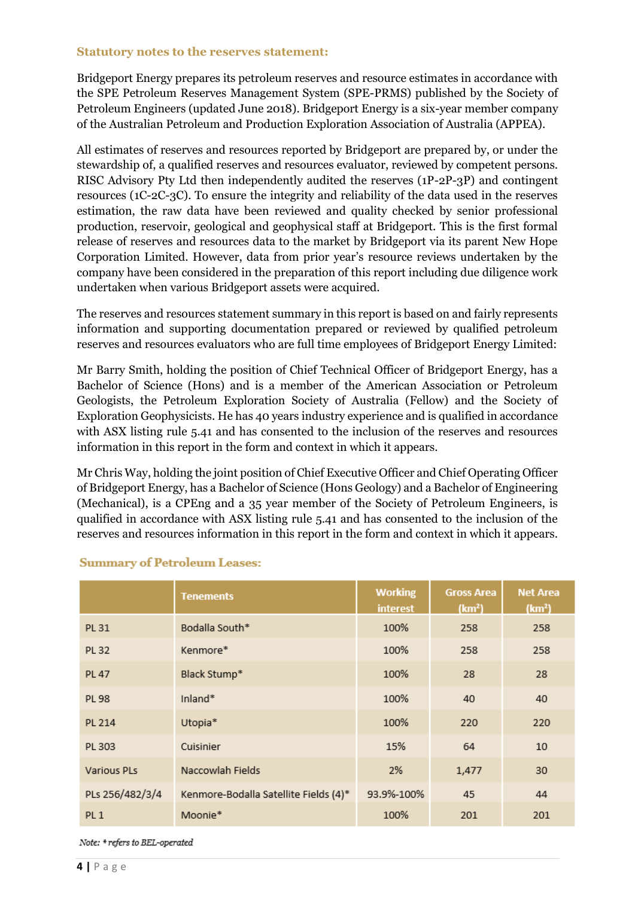### Statutory notes to the reserves statement:

Bridgeport Energy prepares its petroleum reserves and resource estimates in accordance with the SPE Petroleum Reserves Management System (SPE-PRMS) published by the Society of Petroleum Engineers (updated June 2018). Bridgeport Energy is a six-year member company of the Australian Petroleum and Production Exploration Association of Australia (APPEA).

All estimates of reserves and resources reported by Bridgeport are prepared by, or under the stewardship of, a qualified reserves and resources evaluator, reviewed by competent persons. RISC Advisory Pty Ltd then independently audited the reserves (1P-2P-3P) and contingent resources (1C-2C-3C). To ensure the integrity and reliability of the data used in the reserves estimation, the raw data have been reviewed and quality checked by senior professional production, reservoir, geological and geophysical staff at Bridgeport. This is the first formal release of reserves and resources data to the market by Bridgeport via its parent New Hope Corporation Limited. However, data from prior year's resource reviews undertaken by the company have been considered in the preparation of this report including due diligence work undertaken when various Bridgeport assets were acquired.

The reserves and resources statement summary in this report is based on and fairly represents information and supporting documentation prepared or reviewed by qualified petroleum reserves and resources evaluators who are full time employees of Bridgeport Energy Limited:

Mr Barry Smith, holding the position of Chief Technical Officer of Bridgeport Energy, has a Bachelor of Science (Hons) and is a member of the American Association or Petroleum Geologists, the Petroleum Exploration Society of Australia (Fellow) and the Society of Exploration Geophysicists. He has 40 years industry experience and is qualified in accordance with ASX listing rule 5.41 and has consented to the inclusion of the reserves and resources information in this report in the form and context in which it appears.

Mr Chris Way, holding the joint position of Chief Executive Officer and Chief Operating Officer of Bridgeport Energy, has a Bachelor of Science (Hons Geology) and a Bachelor of Engineering (Mechanical), is a CPEng and a 35 year member of the Society of Petroleum Engineers, is qualified in accordance with ASX listing rule 5.41 and has consented to the inclusion of the reserves and resources information in this report in the form and context in which it appears.

### Summary of Petroleum Leases:

| | Tenements | Working interest | Gross Area (km$^2$) | Net Area (km$^2$) |
|---|---|---|---|---|
| PL 31 | Bodalla South* | 100% | 258 | 258 |
| PL 32 | Kenmore* | 100% | 258 | 258 |
| PL 47 | Black Stump* | 100% | 28 | 28 |
| PL 98 | Inland* | 100% | 40 | 40 |
| PL 214 | Utopia* | 100% | 220 | 220 |
| PL 303 | Cuisinier | 15% | 64 | 10 |
| Various PLs | Naccowlah Fields | 2% | 1,477 | 30 |
| PLs 256/482/3/4 | Kenmore-Bodalla Satellite Fields (4)* | 93.9%-100% | 45 | 44 |
| PL 1 | Moonie* | 100% | 201 | 201 |

*Note: * refers to BEL-operated*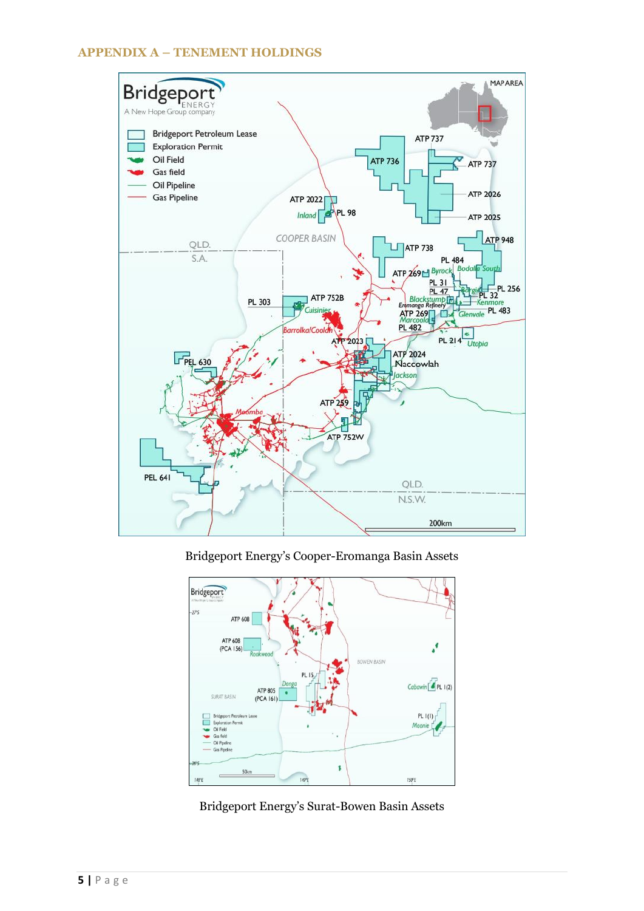## APPENDIX A – TENEMENT HOLDINGS

Bridgeport Energy's Cooper-Eromanga Basin Assets

Bridgeport Energy's Surat-Bowen Basin Assets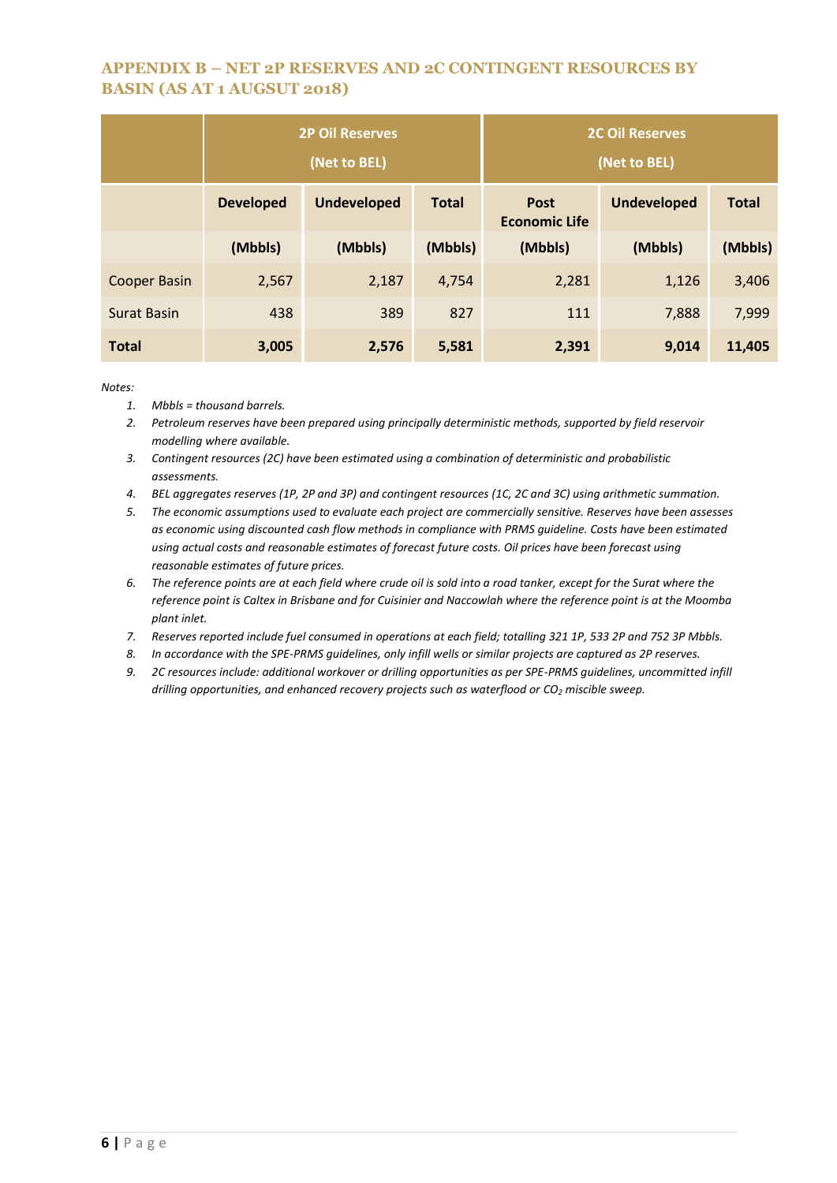## APPENDIX B – NET 2P RESERVES AND 2C CONTINGENT RESOURCES BY BASIN (AS AT 1 AUGSUT 2018)

| | 2P Oil Reserves (Net to BEL) | | | 2C Oil Reserves (Net to BEL) | | |
|---|---|---|---|---|---|---|
| | Developed | Undeveloped | Total | Post Economic Life | Undeveloped | Total |
| | (Mbbls) | (Mbbls) | (Mbbls) | (Mbbls) | (Mbbls) | (Mbbls) |
| Cooper Basin | 2,567 | 2,187 | 4,754 | 2,281 | 1,126 | 3,406 |
| Surat Basin | 438 | 389 | 827 | 111 | 7,888 | 7,999 |
| **Total** | **3,005** | **2,576** | **5,581** | **2,391** | **9,014** | **11,405** |

*Notes:*

1. *Mbbls = thousand barrels.*
2. *Petroleum reserves have been prepared using principally deterministic methods, supported by field reservoir modelling where available.*
3. *Contingent resources (2C) have been estimated using a combination of deterministic and probabilistic assessments.*
4. *BEL aggregates reserves (1P, 2P and 3P) and contingent resources (1C, 2C and 3C) using arithmetic summation.*
5. *The economic assumptions used to evaluate each project are commercially sensitive. Reserves have been assesses as economic using discounted cash flow methods in compliance with PRMS guideline. Costs have been estimated using actual costs and reasonable estimates of forecast future costs. Oil prices have been forecast using reasonable estimates of future prices.*
6. *The reference points are at each field where crude oil is sold into a road tanker, except for the Surat where the reference point is Caltex in Brisbane and for Cuisinier and Naccowlah where the reference point is at the Moomba plant inlet.*
7. *Reserves reported include fuel consumed in operations at each field; totalling 321 1P, 533 2P and 752 3P Mbbls.*
8. *In accordance with the SPE-PRMS guidelines, only infill wells or similar projects are captured as 2P reserves.*
9. *2C resources include: additional workover or drilling opportunities as per SPE-PRMS guidelines, uncommitted infill drilling opportunities, and enhanced recovery projects such as waterflood or $CO_2$ miscible sweep.*